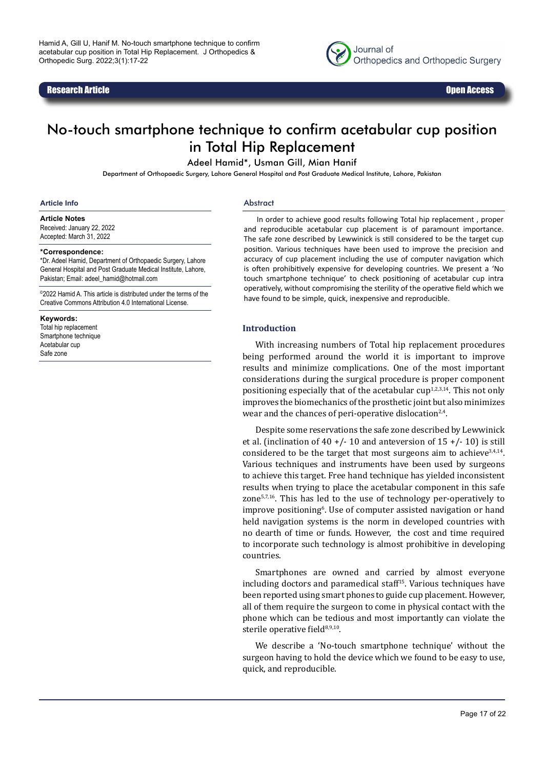Research Article | Open Access

# No-touch smartphone technique to confirm acetabular cup position in Total Hip Replacement

Adeel Hamid*, Usman Gill, Mian Hanif

Department of Orthopaedic Surgery, Lahore General Hospital and Post Graduate Medical Institute, Lahore, Pakistan

## Article Info

**Article Notes**

Received: January 22, 2022

Accepted: March 31, 2022

**\*Correspondence:**

*Dr. Adeel Hamid, Department of Orthopaedic Surgery, Lahore General Hospital and Post Graduate Medical Institute, Lahore, Pakistan; Email: adeel_hamid@hotmail.com

©2022 Hamid A. This article is distributed under the terms of the Creative Commons Attribution 4.0 International License.

**Keywords:**

Total hip replacement

Smartphone technique

Acetabular cup

Safe zone

## Abstract

In order to achieve good results following Total hip replacement , proper and reproducible acetabular cup placement is of paramount importance. The safe zone described by Lewwinick is still considered to be the target cup position. Various techniques have been used to improve the precision and accuracy of cup placement including the use of computer navigation which is often prohibitively expensive for developing countries. We present a 'No touch smartphone technique' to check positioning of acetabular cup intra operatively, without compromising the sterility of the operative field which we have found to be simple, quick, inexpensive and reproducible.

## Introduction

With increasing numbers of Total hip replacement procedures being performed around the world it is important to improve results and minimize complications. One of the most important considerations during the surgical procedure is proper component positioning especially that of the acetabular cup[1,2,3,14]. This not only improves the biomechanics of the prosthetic joint but also minimizes wear and the chances of peri-operative dislocation[2,4].

Despite some reservations the safe zone described by Lewwinick et al. (inclination of 40 +/- 10 and anteversion of 15 +/- 10) is still considered to be the target that most surgeons aim to achieve[3,4,14]. Various techniques and instruments have been used by surgeons to achieve this target. Free hand technique has yielded inconsistent results when trying to place the acetabular component in this safe zone[5,7,16]. This has led to the use of technology per-operatively to improve positioning[6]. Use of computer assisted navigation or hand held navigation systems is the norm in developed countries with no dearth of time or funds. However, the cost and time required to incorporate such technology is almost prohibitive in developing countries.

Smartphones are owned and carried by almost everyone including doctors and paramedical staff[15]. Various techniques have been reported using smart phones to guide cup placement. However, all of them require the surgeon to come in physical contact with the phone which can be tedious and most importantly can violate the sterile operative field[8,9,10].

We describe a 'No-touch smartphone technique' without the surgeon having to hold the device which we found to be easy to use, quick, and reproducible.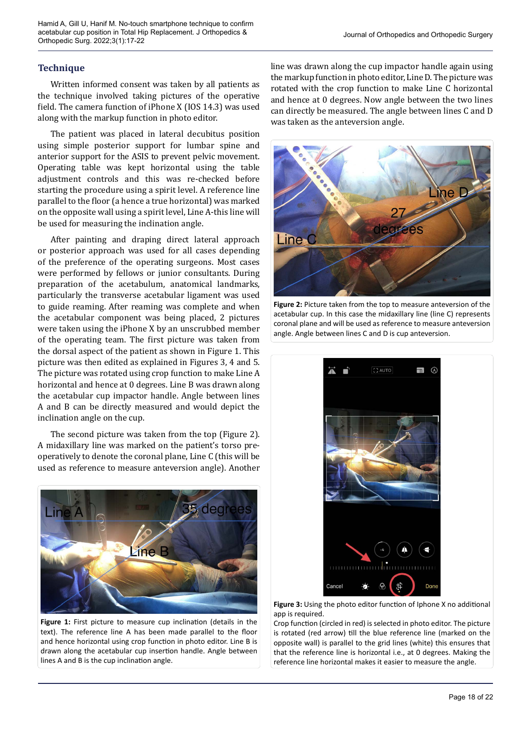## Technique

Written informed consent was taken by all patients as the technique involved taking pictures of the operative field. The camera function of iPhone X (IOS 14.3) was used along with the markup function in photo editor.

The patient was placed in lateral decubitus position using simple posterior support for lumbar spine and anterior support for the ASIS to prevent pelvic movement. Operating table was kept horizontal using the table adjustment controls and this was re-checked before starting the procedure using a spirit level. A reference line parallel to the floor (a hence a true horizontal) was marked on the opposite wall using a spirit level, Line A-this line will be used for measuring the inclination angle.

After painting and draping direct lateral approach or posterior approach was used for all cases depending of the preference of the operating surgeons. Most cases were performed by fellows or junior consultants. During preparation of the acetabulum, anatomical landmarks, particularly the transverse acetabular ligament was used to guide reaming. After reaming was complete and when the acetabular component was being placed, 2 pictures were taken using the iPhone X by an unscrubbed member of the operating team. The first picture was taken from the dorsal aspect of the patient as shown in Figure 1. This picture was then edited as explained in Figures 3, 4 and 5. The picture was rotated using crop function to make Line A horizontal and hence at 0 degrees. Line B was drawn along the acetabular cup impactor handle. Angle between lines A and B can be directly measured and would depict the inclination angle on the cup.

The second picture was taken from the top (Figure 2). A midaxillary line was marked on the patient's torso pre-operatively to denote the coronal plane, Line C (this will be used as reference to measure anteversion angle). Another line was drawn along the cup impactor handle again using the markup function in photo editor, Line D. The picture was rotated with the crop function to make Line C horizontal and hence at 0 degrees. Now angle between the two lines can directly be measured. The angle between lines C and D was taken as the anteversion angle.

**Figure 1:** First picture to measure cup inclination (details in the text). The reference line A has been made parallel to the floor and hence horizontal using crop function in photo editor. Line B is drawn along the acetabular cup insertion handle. Angle between lines A and B is the cup inclination angle.

**Figure 2:** Picture taken from the top to measure anteversion of the acetabular cup. In this case the midaxillary line (line C) represents coronal plane and will be used as reference to measure anteversion angle. Angle between lines C and D is cup anteversion.

**Figure 3:** Using the photo editor function of Iphone X no additional app is required.
Crop function (circled in red) is selected in photo editor. The picture is rotated (red arrow) till the blue reference line (marked on the opposite wall) is parallel to the grid lines (white) this ensures that that the reference line is horizontal i.e., at 0 degrees. Making the reference line horizontal makes it easier to measure the angle.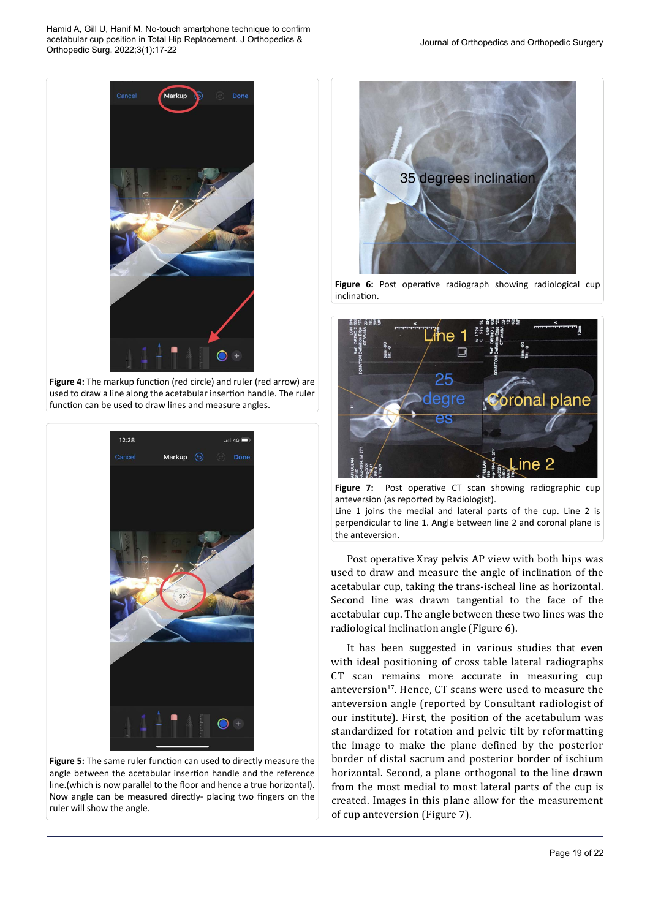**Figure 4:** The markup function (red circle) and ruler (red arrow) are used to draw a line along the acetabular insertion handle. The ruler function can be used to draw lines and measure angles.

**Figure 5:** The same ruler function can used to directly measure the angle between the acetabular insertion handle and the reference line.(which is now parallel to the floor and hence a true horizontal). Now angle can be measured directly- placing two fingers on the ruler will show the angle.

**Figure 6:** Post operative radiograph showing radiological cup inclination.

**Figure 7:** Post operative CT scan showing radiographic cup anteversion (as reported by Radiologist).
Line 1 joins the medial and lateral parts of the cup. Line 2 is perpendicular to line 1. Angle between line 2 and coronal plane is the anteversion.

Post operative Xray pelvis AP view with both hips was used to draw and measure the angle of inclination of the acetabular cup, taking the trans-ischeal line as horizontal. Second line was drawn tangential to the face of the acetabular cup. The angle between these two lines was the radiological inclination angle (Figure 6).

It has been suggested in various studies that even with ideal positioning of cross table lateral radiographs CT scan remains more accurate in measuring cup anteversion[17]. Hence, CT scans were used to measure the anteversion angle (reported by Consultant radiologist of our institute). First, the position of the acetabulum was standardized for rotation and pelvic tilt by reformatting the image to make the plane defined by the posterior border of distal sacrum and posterior border of ischium horizontal. Second, a plane orthogonal to the line drawn from the most medial to most lateral parts of the cup is created. Images in this plane allow for the measurement of cup anteversion (Figure 7).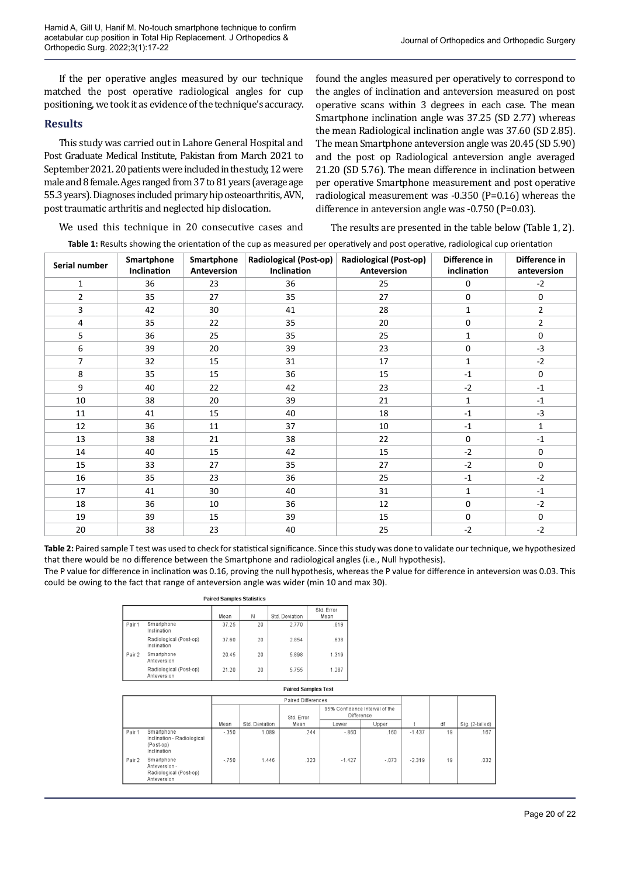If the per operative angles measured by our technique matched the post operative radiological angles for cup positioning, we took it as evidence of the technique's accuracy.

## Results

This study was carried out in Lahore General Hospital and Post Graduate Medical Institute, Pakistan from March 2021 to September 2021. 20 patients were included in the study, 12 were male and 8 female. Ages ranged from 37 to 81 years (average age 55.3 years). Diagnoses included primary hip osteoarthritis, AVN, post traumatic arthritis and neglected hip dislocation.

We used this technique in 20 consecutive cases and found the angles measured per operatively to correspond to the angles of inclination and anteversion measured on post operative scans within 3 degrees in each case. The mean Smartphone inclination angle was 37.25 (SD 2.77) whereas the mean Radiological inclination angle was 37.60 (SD 2.85). The mean Smartphone anteversion angle was 20.45 (SD 5.90) and the post op Radiological anteversion angle averaged 21.20 (SD 5.76). The mean difference in inclination between per operative Smartphone measurement and post operative radiological measurement was -0.350 (P=0.16) whereas the difference in anteversion angle was -0.750 (P=0.03).

The results are presented in the table below (Table 1, 2).

**Table 1:** Results showing the orientation of the cup as measured per operatively and post operative, radiological cup orientation

| Serial number | Smartphone Inclination | Smartphone Anteversion | Radiological (Post-op) Inclination | Radiological (Post-op) Anteversion | Difference in inclination | Difference in anteversion |
|---|---|---|---|---|---|---|
| 1 | 36 | 23 | 36 | 25 | 0 | -2 |
| 2 | 35 | 27 | 35 | 27 | 0 | 0 |
| 3 | 42 | 30 | 41 | 28 | 1 | 2 |
| 4 | 35 | 22 | 35 | 20 | 0 | 2 |
| 5 | 36 | 25 | 35 | 25 | 1 | 0 |
| 6 | 39 | 20 | 39 | 23 | 0 | -3 |
| 7 | 32 | 15 | 31 | 17 | 1 | -2 |
| 8 | 35 | 15 | 36 | 15 | -1 | 0 |
| 9 | 40 | 22 | 42 | 23 | -2 | -1 |
| 10 | 38 | 20 | 39 | 21 | 1 | -1 |
| 11 | 41 | 15 | 40 | 18 | -1 | -3 |
| 12 | 36 | 11 | 37 | 10 | -1 | 1 |
| 13 | 38 | 21 | 38 | 22 | 0 | -1 |
| 14 | 40 | 15 | 42 | 15 | -2 | 0 |
| 15 | 33 | 27 | 35 | 27 | -2 | 0 |
| 16 | 35 | 23 | 36 | 25 | -1 | -2 |
| 17 | 41 | 30 | 40 | 31 | 1 | -1 |
| 18 | 36 | 10 | 36 | 12 | 0 | -2 |
| 19 | 39 | 15 | 39 | 15 | 0 | 0 |
| 20 | 38 | 23 | 40 | 25 | -2 | -2 |

**Table 2:** Paired sample T test was used to check for statistical significance. Since this study was done to validate our technique, we hypothesized that there would be no difference between the Smartphone and radiological angles (i.e., Null hypothesis).

The P value for difference in inclination was 0.16, proving the null hypothesis, whereas the P value for difference in anteversion was 0.03. This could be owing to the fact that range of anteversion angle was wider (min 10 and max 30).

**Paired Samples Statistics**

| | | Mean | N | Std. Deviation | Std. Error Mean |
|---|---|---|---|---|---|
| Pair 1 | Smartphone Inclination | 37.25 | 20 | 2.770 | .619 |
| | Radiological (Post-op) Inclination | 37.60 | 20 | 2.854 | .638 |
| Pair 2 | Smartphone Anteversion | 20.45 | 20 | 5.898 | 1.319 |
| | Radiological (Post-op) Anteversion | 21.20 | 20 | 5.755 | 1.287 |

**Paired Samples Test**

| | | Paired Differences | | | | | t | df | Sig. (2-tailed) |
|---|---|---|---|---|---|---|---|---|---|
| | | Mean | Std. Deviation | Std. Error Mean | 95% Confidence Interval of the Difference Lower | Upper | | | |
| Pair 1 | Smartphone Inclination - Radiological (Post-op) Inclination | -.350 | 1.089 | .244 | -.860 | .160 | -1.437 | 19 | .167 |
| Pair 2 | Smartphone Anteversion - Radiological (Post-op) Anteversion | -.750 | 1.446 | .323 | -1.427 | -.073 | -2.319 | 19 | .032 |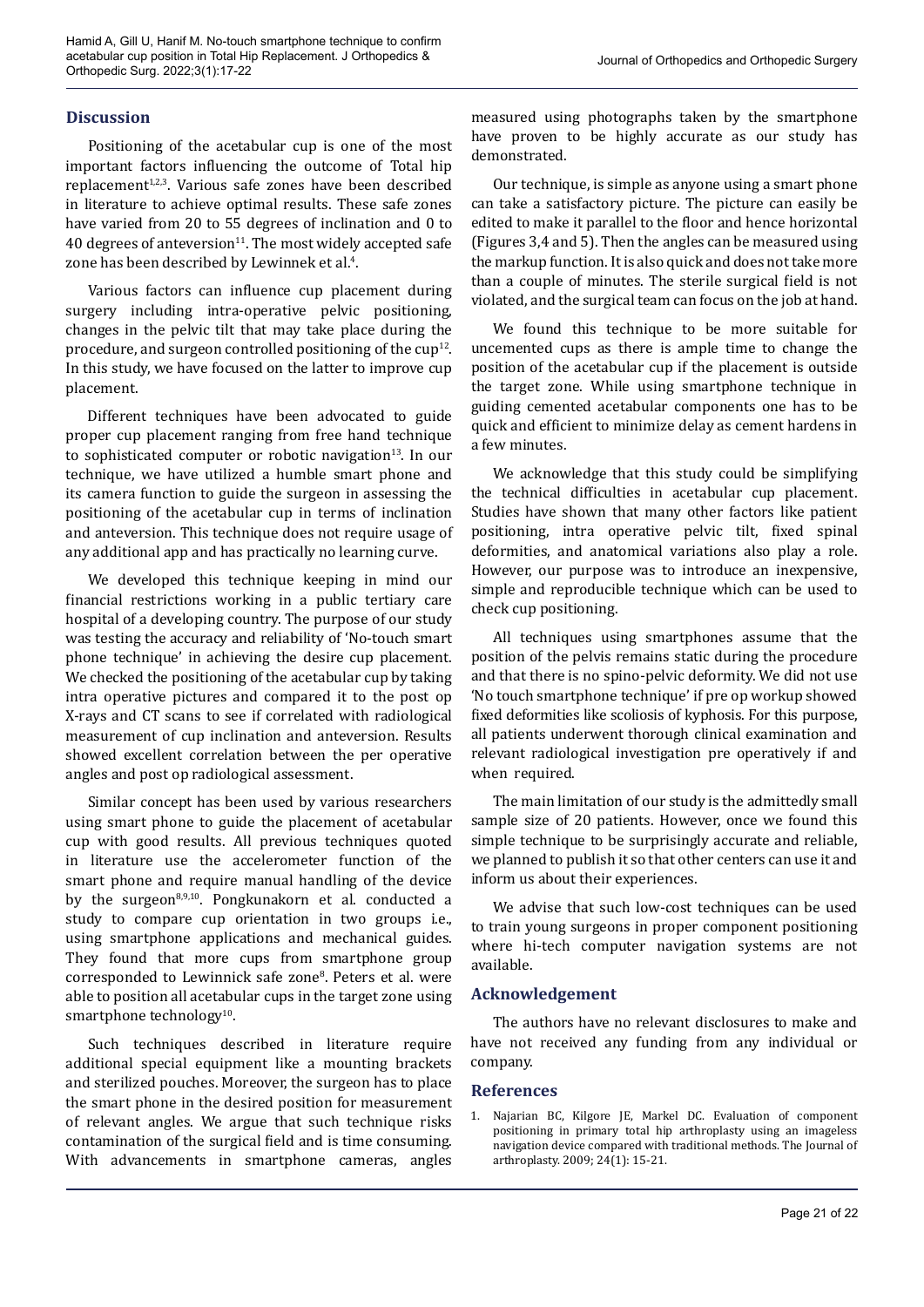## Discussion

Positioning of the acetabular cup is one of the most important factors influencing the outcome of Total hip replacement[1,2,3]. Various safe zones have been described in literature to achieve optimal results. These safe zones have varied from 20 to 55 degrees of inclination and 0 to 40 degrees of anteversion[11]. The most widely accepted safe zone has been described by Lewinnek et al.[4].

Various factors can influence cup placement during surgery including intra-operative pelvic positioning, changes in the pelvic tilt that may take place during the procedure, and surgeon controlled positioning of the cup[12]. In this study, we have focused on the latter to improve cup placement.

Different techniques have been advocated to guide proper cup placement ranging from free hand technique to sophisticated computer or robotic navigation[13]. In our technique, we have utilized a humble smart phone and its camera function to guide the surgeon in assessing the positioning of the acetabular cup in terms of inclination and anteversion. This technique does not require usage of any additional app and has practically no learning curve.

We developed this technique keeping in mind our financial restrictions working in a public tertiary care hospital of a developing country. The purpose of our study was testing the accuracy and reliability of 'No-touch smart phone technique' in achieving the desire cup placement. We checked the positioning of the acetabular cup by taking intra operative pictures and compared it to the post op X-rays and CT scans to see if correlated with radiological measurement of cup inclination and anteversion. Results showed excellent correlation between the per operative angles and post op radiological assessment.

Similar concept has been used by various researchers using smart phone to guide the placement of acetabular cup with good results. All previous techniques quoted in literature use the accelerometer function of the smart phone and require manual handling of the device by the surgeon[8,9,10]. Pongkunakorn et al. conducted a study to compare cup orientation in two groups i.e., using smartphone applications and mechanical guides. They found that more cups from smartphone group corresponded to Lewinnick safe zone[8]. Peters et al. were able to position all acetabular cups in the target zone using smartphone technology[10].

Such techniques described in literature require additional special equipment like a mounting brackets and sterilized pouches. Moreover, the surgeon has to place the smart phone in the desired position for measurement of relevant angles. We argue that such technique risks contamination of the surgical field and is time consuming. With advancements in smartphone cameras, angles measured using photographs taken by the smartphone have proven to be highly accurate as our study has demonstrated.

Our technique, is simple as anyone using a smart phone can take a satisfactory picture. The picture can easily be edited to make it parallel to the floor and hence horizontal (Figures 3,4 and 5). Then the angles can be measured using the markup function. It is also quick and does not take more than a couple of minutes. The sterile surgical field is not violated, and the surgical team can focus on the job at hand.

We found this technique to be more suitable for uncemented cups as there is ample time to change the position of the acetabular cup if the placement is outside the target zone. While using smartphone technique in guiding cemented acetabular components one has to be quick and efficient to minimize delay as cement hardens in a few minutes.

We acknowledge that this study could be simplifying the technical difficulties in acetabular cup placement. Studies have shown that many other factors like patient positioning, intra operative pelvic tilt, fixed spinal deformities, and anatomical variations also play a role. However, our purpose was to introduce an inexpensive, simple and reproducible technique which can be used to check cup positioning.

All techniques using smartphones assume that the position of the pelvis remains static during the procedure and that there is no spino-pelvic deformity. We did not use 'No touch smartphone technique' if pre op workup showed fixed deformities like scoliosis of kyphosis. For this purpose, all patients underwent thorough clinical examination and relevant radiological investigation pre operatively if and when required.

The main limitation of our study is the admittedly small sample size of 20 patients. However, once we found this simple technique to be surprisingly accurate and reliable, we planned to publish it so that other centers can use it and inform us about their experiences.

We advise that such low-cost techniques can be used to train young surgeons in proper component positioning where hi-tech computer navigation systems are not available.

## Acknowledgement

The authors have no relevant disclosures to make and have not received any funding from any individual or company.

## References

1. Najarian BC, Kilgore JE, Markel DC. Evaluation of component positioning in primary total hip arthroplasty using an imageless navigation device compared with traditional methods. The Journal of arthroplasty. 2009; 24(1): 15-21.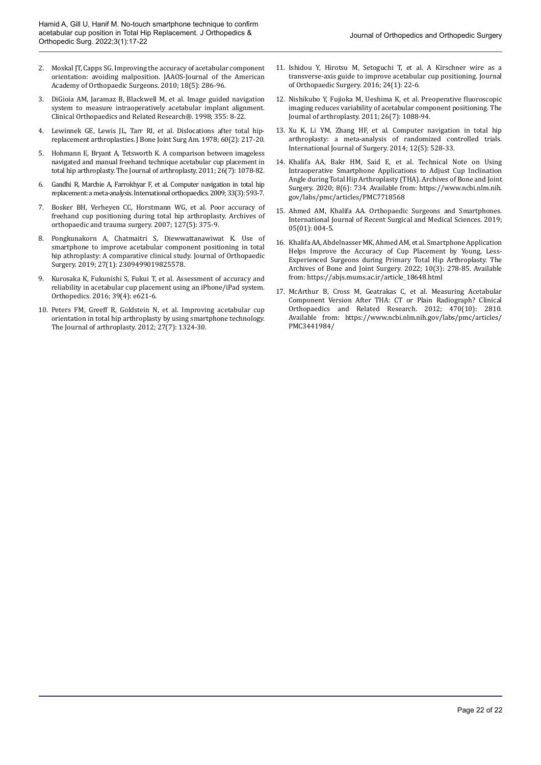2. Moskal JT, Capps SG. Improving the accuracy of acetabular component orientation: avoiding malposition. JAAOS-Journal of the American Academy of Orthopaedic Surgeons. 2010; 18(5): 286-96.
3. DiGioia AM, Jaramaz B, Blackwell M, et al. Image guided navigation system to measure intraoperatively acetabular implant alignment. Clinical Orthopaedics and Related Research®. 1998; 355: 8-22.
4. Lewinnek GE, Lewis JL, Tarr RI, et al. Dislocations after total hip-replacement arthroplasties. J Bone Joint Surg Am. 1978; 60(2): 217-20.
5. Hohmann E, Bryant A, Tetsworth K. A comparison between imageless navigated and manual freehand technique acetabular cup placement in total hip arthroplasty. The Journal of arthroplasty. 2011; 26(7): 1078-82.
6. Gandhi R, Marchie A, Farrokhyar F, et al. Computer navigation in total hip replacement: a meta-analysis. International orthopaedics. 2009; 33(3): 593-7.
7. Bosker BH, Verheyen CC, Horstmann WG, et al. Poor accuracy of freehand cup positioning during total hip arthroplasty. Archives of orthopaedic and trauma surgery. 2007; 127(5): 375-9.
8. Pongkunakorn A, Chatmaitri S, Diewwattanawiwat K. Use of smartphone to improve acetabular component positioning in total hip athroplasty: A comparative clinical study. Journal of Orthopaedic Surgery. 2019; 27(1): 2309499019825578.
9. Kurosaka K, Fukunishi S, Fukui T, et al. Assessment of accuracy and reliability in acetabular cup placement using an iPhone/iPad system. Orthopedics. 2016; 39(4): e621-6.
10. Peters FM, Greeff R, Goldstein N, et al. Improving acetabular cup orientation in total hip arthroplasty by using smartphone technology. The Journal of arthroplasty. 2012; 27(7): 1324-30.
11. Ishidou Y, Hirotsu M, Setoguchi T, et al. A Kirschner wire as a transverse-axis guide to improve acetabular cup positioning. Journal of Orthopaedic Surgery. 2016; 24(1): 22-6.
12. Nishikubo Y, Fujioka M, Ueshima K, et al. Preoperative fluoroscopic imaging reduces variability of acetabular component positioning. The Journal of arthroplasty. 2011; 26(7): 1088-94.
13. Xu K, Li YM, Zhang HF, et al. Computer navigation in total hip arthroplasty: a meta-analysis of randomized controlled trials. International Journal of Surgery. 2014; 12(5): 528-33.
14. Khalifa AA, Bakr HM, Said E, et al. Technical Note on Using Intraoperative Smartphone Applications to Adjust Cup Inclination Angle during Total Hip Arthroplasty (THA). Archives of Bone and Joint Surgery. 2020; 8(6): 734. Available from: https://www.ncbi.nlm.nih.gov/labs/pmc/articles/PMC7718568
15. Ahmed AM, Khalifa AA. Orthopaedic Surgeons and Smartphones. International Journal of Recent Surgical and Medical Sciences. 2019; 05(01): 004-5.
16. Khalifa AA, Abdelnasser MK, Ahmed AM, et al. Smartphone Application Helps Improve the Accuracy of Cup Placement by Young, Less-Experienced Surgeons during Primary Total Hip Arthroplasty. The Archives of Bone and Joint Surgery. 2022; 10(3): 278-85. Available from: https://abjs.mums.ac.ir/article_18648.html
17. McArthur B, Cross M, Geatrakas C, et al. Measuring Acetabular Component Version After THA: CT or Plain Radiograph? Clinical Orthopaedics and Related Research. 2012; 470(10): 2810. Available from: https://www.ncbi.nlm.nih.gov/labs/pmc/articles/PMC3441984/